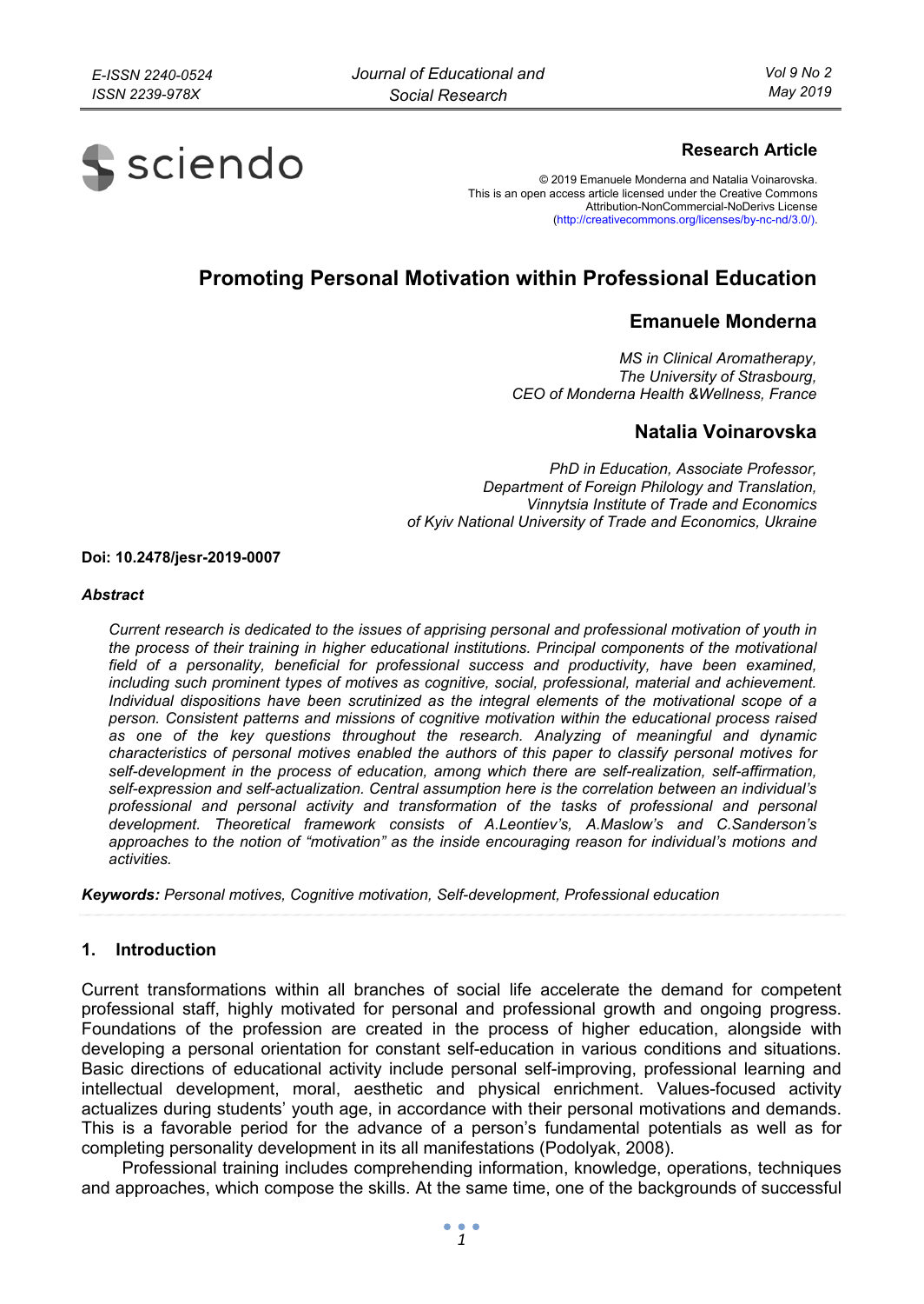**Research Article**

© 2019 Emanuele Monderna and Natalia Voinarovska.
This is an open access article licensed under the Creative Commons Attribution-NonCommercial-NoDerivs License (http://creativecommons.org/licenses/by-nc-nd/3.0/).

# Promoting Personal Motivation within Professional Education

## Emanuele Monderna

*MS in Clinical Aromatherapy,*
*The University of Strasbourg,*
*CEO of Monderna Health &Wellness, France*

## Natalia Voinarovska

*PhD in Education, Associate Professor,*
*Department of Foreign Philology and Translation,*
*Vinnytsia Institute of Trade and Economics*
*of Kyiv National University of Trade and Economics, Ukraine*

**Doi: 10.2478/jesr-2019-0007**

***Abstract***

*Current research is dedicated to the issues of apprising personal and professional motivation of youth in the process of their training in higher educational institutions. Principal components of the motivational field of a personality, beneficial for professional success and productivity, have been examined, including such prominent types of motives as cognitive, social, professional, material and achievement. Individual dispositions have been scrutinized as the integral elements of the motivational scope of a person. Consistent patterns and missions of cognitive motivation within the educational process raised as one of the key questions throughout the research. Analyzing of meaningful and dynamic characteristics of personal motives enabled the authors of this paper to classify personal motives for self-development in the process of education, among which there are self-realization, self-affirmation, self-expression and self-actualization. Central assumption here is the correlation between an individual's professional and personal activity and transformation of the tasks of professional and personal development. Theoretical framework consists of A.Leontiev's, A.Maslow's and C.Sanderson's approaches to the notion of "motivation" as the inside encouraging reason for individual's motions and activities.*

***Keywords:*** *Personal motives, Cognitive motivation, Self-development, Professional education*

## 1. Introduction

Current transformations within all branches of social life accelerate the demand for competent professional staff, highly motivated for personal and professional growth and ongoing progress. Foundations of the profession are created in the process of higher education, alongside with developing a personal orientation for constant self-education in various conditions and situations. Basic directions of educational activity include personal self-improving, professional learning and intellectual development, moral, aesthetic and physical enrichment. Values-focused activity actualizes during students' youth age, in accordance with their personal motivations and demands. This is a favorable period for the advance of a person's fundamental potentials as well as for completing personality development in its all manifestations (Podolyak, 2008).

Professional training includes comprehending information, knowledge, operations, techniques and approaches, which compose the skills. At the same time, one of the backgrounds of successful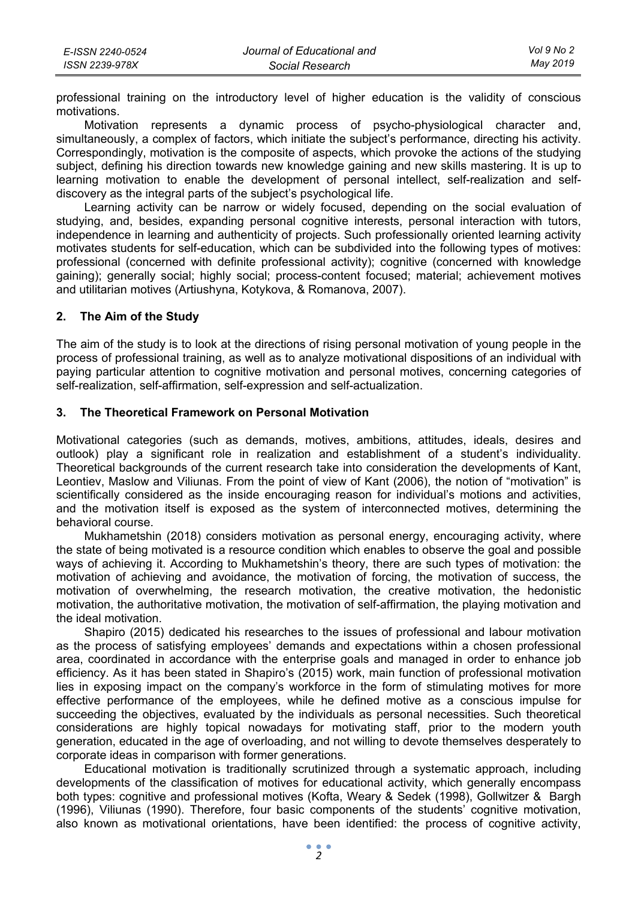professional training on the introductory level of higher education is the validity of conscious motivations.

Motivation represents a dynamic process of psycho-physiological character and, simultaneously, a complex of factors, which initiate the subject's performance, directing his activity. Correspondingly, motivation is the composite of aspects, which provoke the actions of the studying subject, defining his direction towards new knowledge gaining and new skills mastering. It is up to learning motivation to enable the development of personal intellect, self-realization and self-discovery as the integral parts of the subject's psychological life.

Learning activity can be narrow or widely focused, depending on the social evaluation of studying, and, besides, expanding personal cognitive interests, personal interaction with tutors, independence in learning and authenticity of projects. Such professionally oriented learning activity motivates students for self-education, which can be subdivided into the following types of motives: professional (concerned with definite professional activity); cognitive (concerned with knowledge gaining); generally social; highly social; process-content focused; material; achievement motives and utilitarian motives (Artiushyna, Kotykova, & Romanova, 2007).

## 2. The Aim of the Study

The aim of the study is to look at the directions of rising personal motivation of young people in the process of professional training, as well as to analyze motivational dispositions of an individual with paying particular attention to cognitive motivation and personal motives, concerning categories of self-realization, self-affirmation, self-expression and self-actualization.

## 3. The Theoretical Framework on Personal Motivation

Motivational categories (such as demands, motives, ambitions, attitudes, ideals, desires and outlook) play a significant role in realization and establishment of a student's individuality. Theoretical backgrounds of the current research take into consideration the developments of Kant, Leontiev, Maslow and Viliunas. From the point of view of Kant (2006), the notion of "motivation" is scientifically considered as the inside encouraging reason for individual's motions and activities, and the motivation itself is exposed as the system of interconnected motives, determining the behavioral course.

Mukhametshin (2018) considers motivation as personal energy, encouraging activity, where the state of being motivated is a resource condition which enables to observe the goal and possible ways of achieving it. According to Mukhametshin's theory, there are such types of motivation: the motivation of achieving and avoidance, the motivation of forcing, the motivation of success, the motivation of overwhelming, the research motivation, the creative motivation, the hedonistic motivation, the authoritative motivation, the motivation of self-affirmation, the playing motivation and the ideal motivation.

Shapiro (2015) dedicated his researches to the issues of professional and labour motivation as the process of satisfying employees' demands and expectations within a chosen professional area, coordinated in accordance with the enterprise goals and managed in order to enhance job efficiency. As it has been stated in Shapiro's (2015) work, main function of professional motivation lies in exposing impact on the company's workforce in the form of stimulating motives for more effective performance of the employees, while he defined motive as a conscious impulse for succeeding the objectives, evaluated by the individuals as personal necessities. Such theoretical considerations are highly topical nowadays for motivating staff, prior to the modern youth generation, educated in the age of overloading, and not willing to devote themselves desperately to corporate ideas in comparison with former generations.

Educational motivation is traditionally scrutinized through a systematic approach, including developments of the classification of motives for educational activity, which generally encompass both types: cognitive and professional motives (Kofta, Weary & Sedek (1998), Gollwitzer & Bargh (1996), Viliunas (1990). Therefore, four basic components of the students' cognitive motivation, also known as motivational orientations, have been identified: the process of cognitive activity,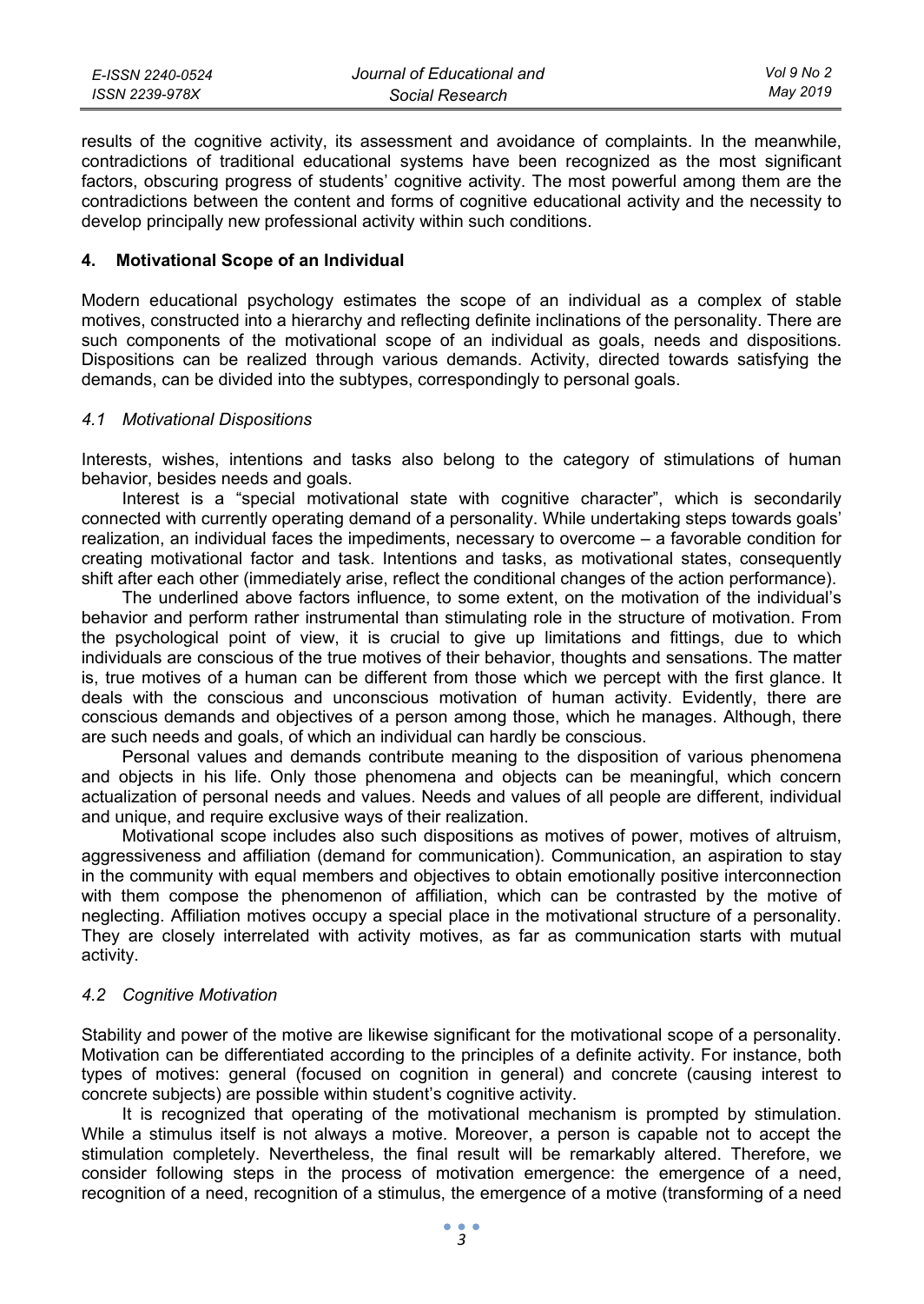results of the cognitive activity, its assessment and avoidance of complaints. In the meanwhile, contradictions of traditional educational systems have been recognized as the most significant factors, obscuring progress of students' cognitive activity. The most powerful among them are the contradictions between the content and forms of cognitive educational activity and the necessity to develop principally new professional activity within such conditions.

## 4. Motivational Scope of an Individual

Modern educational psychology estimates the scope of an individual as a complex of stable motives, constructed into a hierarchy and reflecting definite inclinations of the personality. There are such components of the motivational scope of an individual as goals, needs and dispositions. Dispositions can be realized through various demands. Activity, directed towards satisfying the demands, can be divided into the subtypes, correspondingly to personal goals.

### *4.1 Motivational Dispositions*

Interests, wishes, intentions and tasks also belong to the category of stimulations of human behavior, besides needs and goals.

Interest is a "special motivational state with cognitive character", which is secondarily connected with currently operating demand of a personality. While undertaking steps towards goals' realization, an individual faces the impediments, necessary to overcome – a favorable condition for creating motivational factor and task. Intentions and tasks, as motivational states, consequently shift after each other (immediately arise, reflect the conditional changes of the action performance).

The underlined above factors influence, to some extent, on the motivation of the individual's behavior and perform rather instrumental than stimulating role in the structure of motivation. From the psychological point of view, it is crucial to give up limitations and fittings, due to which individuals are conscious of the true motives of their behavior, thoughts and sensations. The matter is, true motives of a human can be different from those which we percept with the first glance. It deals with the conscious and unconscious motivation of human activity. Evidently, there are conscious demands and objectives of a person among those, which he manages. Although, there are such needs and goals, of which an individual can hardly be conscious.

Personal values and demands contribute meaning to the disposition of various phenomena and objects in his life. Only those phenomena and objects can be meaningful, which concern actualization of personal needs and values. Needs and values of all people are different, individual and unique, and require exclusive ways of their realization.

Motivational scope includes also such dispositions as motives of power, motives of altruism, aggressiveness and affiliation (demand for communication). Communication, an aspiration to stay in the community with equal members and objectives to obtain emotionally positive interconnection with them compose the phenomenon of affiliation, which can be contrasted by the motive of neglecting. Affiliation motives occupy a special place in the motivational structure of a personality. They are closely interrelated with activity motives, as far as communication starts with mutual activity.

### *4.2 Cognitive Motivation*

Stability and power of the motive are likewise significant for the motivational scope of a personality. Motivation can be differentiated according to the principles of a definite activity. For instance, both types of motives: general (focused on cognition in general) and concrete (causing interest to concrete subjects) are possible within student's cognitive activity.

It is recognized that operating of the motivational mechanism is prompted by stimulation. While a stimulus itself is not always a motive. Moreover, a person is capable not to accept the stimulation completely. Nevertheless, the final result will be remarkably altered. Therefore, we consider following steps in the process of motivation emergence: the emergence of a need, recognition of a need, recognition of a stimulus, the emergence of a motive (transforming of a need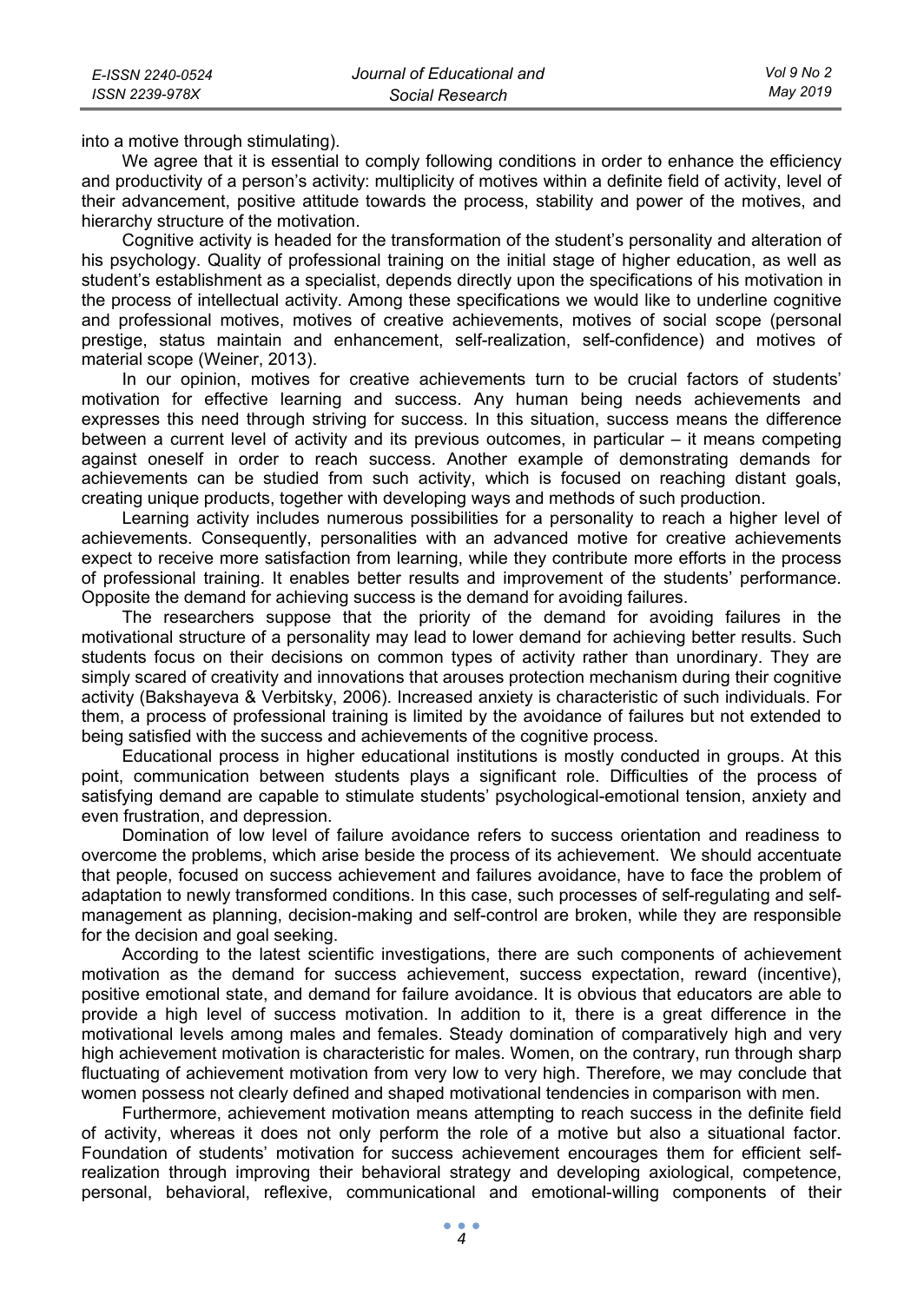into a motive through stimulating).

We agree that it is essential to comply following conditions in order to enhance the efficiency and productivity of a person's activity: multiplicity of motives within a definite field of activity, level of their advancement, positive attitude towards the process, stability and power of the motives, and hierarchy structure of the motivation.

Cognitive activity is headed for the transformation of the student's personality and alteration of his psychology. Quality of professional training on the initial stage of higher education, as well as student's establishment as a specialist, depends directly upon the specifications of his motivation in the process of intellectual activity. Among these specifications we would like to underline cognitive and professional motives, motives of creative achievements, motives of social scope (personal prestige, status maintain and enhancement, self-realization, self-confidence) and motives of material scope (Weiner, 2013).

In our opinion, motives for creative achievements turn to be crucial factors of students' motivation for effective learning and success. Any human being needs achievements and expresses this need through striving for success. In this situation, success means the difference between a current level of activity and its previous outcomes, in particular – it means competing against oneself in order to reach success. Another example of demonstrating demands for achievements can be studied from such activity, which is focused on reaching distant goals, creating unique products, together with developing ways and methods of such production.

Learning activity includes numerous possibilities for a personality to reach a higher level of achievements. Consequently, personalities with an advanced motive for creative achievements expect to receive more satisfaction from learning, while they contribute more efforts in the process of professional training. It enables better results and improvement of the students' performance. Opposite the demand for achieving success is the demand for avoiding failures.

The researchers suppose that the priority of the demand for avoiding failures in the motivational structure of a personality may lead to lower demand for achieving better results. Such students focus on their decisions on common types of activity rather than unordinary. They are simply scared of creativity and innovations that arouses protection mechanism during their cognitive activity (Bakshayeva & Verbitsky, 2006). Increased anxiety is characteristic of such individuals. For them, a process of professional training is limited by the avoidance of failures but not extended to being satisfied with the success and achievements of the cognitive process.

Educational process in higher educational institutions is mostly conducted in groups. At this point, communication between students plays a significant role. Difficulties of the process of satisfying demand are capable to stimulate students' psychological-emotional tension, anxiety and even frustration, and depression.

Domination of low level of failure avoidance refers to success orientation and readiness to overcome the problems, which arise beside the process of its achievement. We should accentuate that people, focused on success achievement and failures avoidance, have to face the problem of adaptation to newly transformed conditions. In this case, such processes of self-regulating and self-management as planning, decision-making and self-control are broken, while they are responsible for the decision and goal seeking.

According to the latest scientific investigations, there are such components of achievement motivation as the demand for success achievement, success expectation, reward (incentive), positive emotional state, and demand for failure avoidance. It is obvious that educators are able to provide a high level of success motivation. In addition to it, there is a great difference in the motivational levels among males and females. Steady domination of comparatively high and very high achievement motivation is characteristic for males. Women, on the contrary, run through sharp fluctuating of achievement motivation from very low to very high. Therefore, we may conclude that women possess not clearly defined and shaped motivational tendencies in comparison with men.

Furthermore, achievement motivation means attempting to reach success in the definite field of activity, whereas it does not only perform the role of a motive but also a situational factor. Foundation of students' motivation for success achievement encourages them for efficient self-realization through improving their behavioral strategy and developing axiological, competence, personal, behavioral, reflexive, communicational and emotional-willing components of their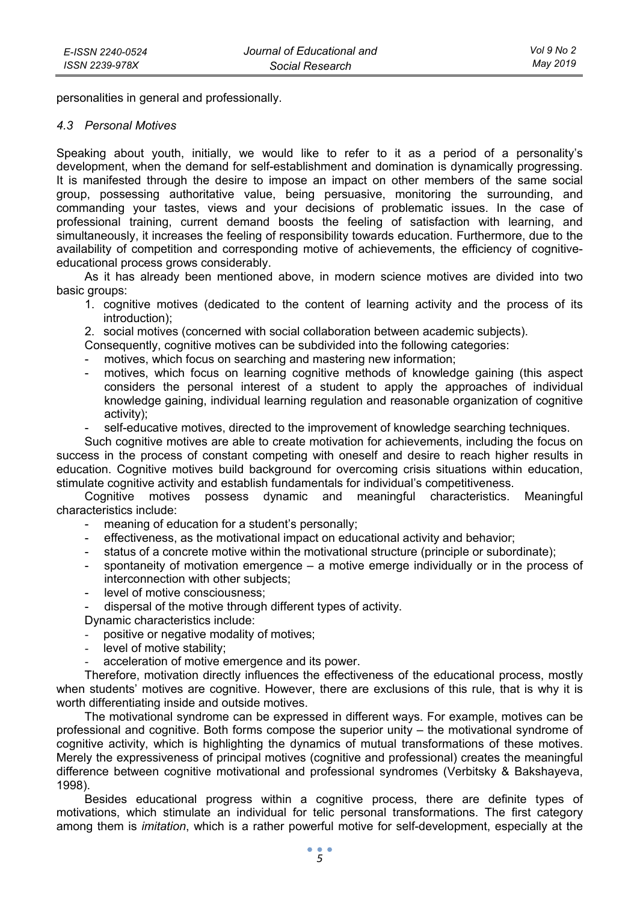personalities in general and professionally.

### 4.3 Personal Motives

Speaking about youth, initially, we would like to refer to it as a period of a personality's development, when the demand for self-establishment and domination is dynamically progressing. It is manifested through the desire to impose an impact on other members of the same social group, possessing authoritative value, being persuasive, monitoring the surrounding, and commanding your tastes, views and your decisions of problematic issues. In the case of professional training, current demand boosts the feeling of satisfaction with learning, and simultaneously, it increases the feeling of responsibility towards education. Furthermore, due to the availability of competition and corresponding motive of achievements, the efficiency of cognitive-educational process grows considerably.

As it has already been mentioned above, in modern science motives are divided into two basic groups:

1. cognitive motives (dedicated to the content of learning activity and the process of its introduction);
2. social motives (concerned with social collaboration between academic subjects).

Consequently, cognitive motives can be subdivided into the following categories:

- motives, which focus on searching and mastering new information;
- motives, which focus on learning cognitive methods of knowledge gaining (this aspect considers the personal interest of a student to apply the approaches of individual knowledge gaining, individual learning regulation and reasonable organization of cognitive activity);
- self-educative motives, directed to the improvement of knowledge searching techniques.

Such cognitive motives are able to create motivation for achievements, including the focus on success in the process of constant competing with oneself and desire to reach higher results in education. Cognitive motives build background for overcoming crisis situations within education, stimulate cognitive activity and establish fundamentals for individual's competitiveness.

Cognitive motives possess dynamic and meaningful characteristics. Meaningful characteristics include:

- meaning of education for a student's personally;
- effectiveness, as the motivational impact on educational activity and behavior;
- status of a concrete motive within the motivational structure (principle or subordinate);
- spontaneity of motivation emergence – a motive emerge individually or in the process of interconnection with other subjects;
- level of motive consciousness;
- dispersal of the motive through different types of activity.

Dynamic characteristics include:

- positive or negative modality of motives;
- level of motive stability;
- acceleration of motive emergence and its power.

Therefore, motivation directly influences the effectiveness of the educational process, mostly when students' motives are cognitive. However, there are exclusions of this rule, that is why it is worth differentiating inside and outside motives.

The motivational syndrome can be expressed in different ways. For example, motives can be professional and cognitive. Both forms compose the superior unity – the motivational syndrome of cognitive activity, which is highlighting the dynamics of mutual transformations of these motives. Merely the expressiveness of principal motives (cognitive and professional) creates the meaningful difference between cognitive motivational and professional syndromes (Verbitsky & Bakshayeva, 1998).

Besides educational progress within a cognitive process, there are definite types of motivations, which stimulate an individual for telic personal transformations. The first category among them is *imitation*, which is a rather powerful motive for self-development, especially at the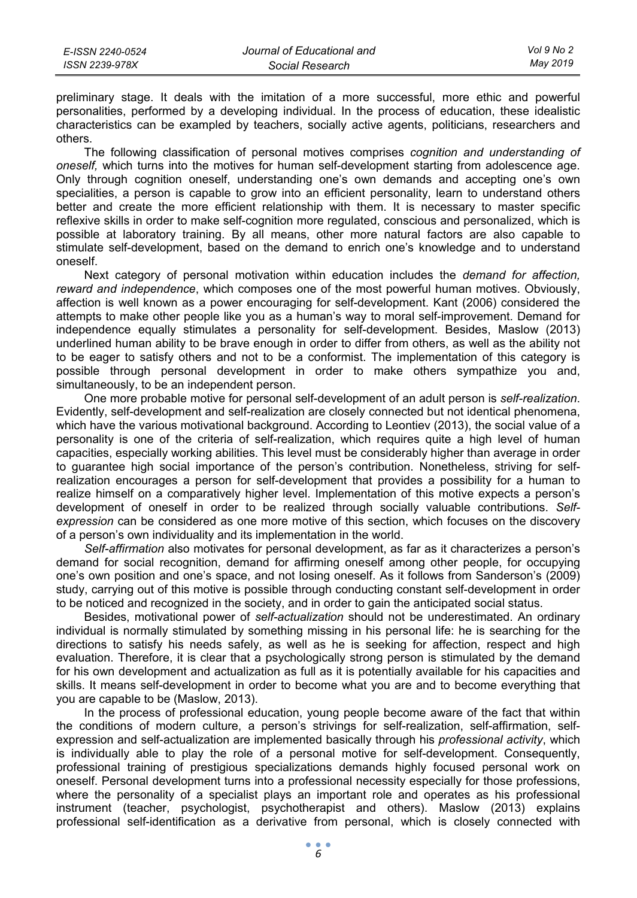preliminary stage. It deals with the imitation of a more successful, more ethic and powerful personalities, performed by a developing individual. In the process of education, these idealistic characteristics can be exampled by teachers, socially active agents, politicians, researchers and others.

The following classification of personal motives comprises *cognition and understanding of oneself,* which turns into the motives for human self-development starting from adolescence age. Only through cognition oneself, understanding one's own demands and accepting one's own specialities, a person is capable to grow into an efficient personality, learn to understand others better and create the more efficient relationship with them. It is necessary to master specific reflexive skills in order to make self-cognition more regulated, conscious and personalized, which is possible at laboratory training. By all means, other more natural factors are also capable to stimulate self-development, based on the demand to enrich one's knowledge and to understand oneself.

Next category of personal motivation within education includes the *demand for affection, reward and independence*, which composes one of the most powerful human motives. Obviously, affection is well known as a power encouraging for self-development. Kant (2006) considered the attempts to make other people like you as a human's way to moral self-improvement. Demand for independence equally stimulates a personality for self-development. Besides, Maslow (2013) underlined human ability to be brave enough in order to differ from others, as well as the ability not to be eager to satisfy others and not to be a conformist. The implementation of this category is possible through personal development in order to make others sympathize you and, simultaneously, to be an independent person.

One more probable motive for personal self-development of an adult person is *self-realization*. Evidently, self-development and self-realization are closely connected but not identical phenomena, which have the various motivational background. According to Leontiev (2013), the social value of a personality is one of the criteria of self-realization, which requires quite a high level of human capacities, especially working abilities. This level must be considerably higher than average in order to guarantee high social importance of the person's contribution. Nonetheless, striving for self-realization encourages a person for self-development that provides a possibility for a human to realize himself on a comparatively higher level. Implementation of this motive expects a person's development of oneself in order to be realized through socially valuable contributions. *Self-expression* can be considered as one more motive of this section, which focuses on the discovery of a person's own individuality and its implementation in the world.

*Self-affirmation* also motivates for personal development, as far as it characterizes a person's demand for social recognition, demand for affirming oneself among other people, for occupying one's own position and one's space, and not losing oneself. As it follows from Sanderson's (2009) study, carrying out of this motive is possible through conducting constant self-development in order to be noticed and recognized in the society, and in order to gain the anticipated social status.

Besides, motivational power of *self-actualization* should not be underestimated. An ordinary individual is normally stimulated by something missing in his personal life: he is searching for the directions to satisfy his needs safely, as well as he is seeking for affection, respect and high evaluation. Therefore, it is clear that a psychologically strong person is stimulated by the demand for his own development and actualization as full as it is potentially available for his capacities and skills. It means self-development in order to become what you are and to become everything that you are capable to be (Maslow, 2013).

In the process of professional education, young people become aware of the fact that within the conditions of modern culture, a person's strivings for self-realization, self-affirmation, self-expression and self-actualization are implemented basically through his *professional activity*, which is individually able to play the role of a personal motive for self-development. Consequently, professional training of prestigious specializations demands highly focused personal work on oneself. Personal development turns into a professional necessity especially for those professions, where the personality of a specialist plays an important role and operates as his professional instrument (teacher, psychologist, psychotherapist and others). Maslow (2013) explains professional self-identification as a derivative from personal, which is closely connected with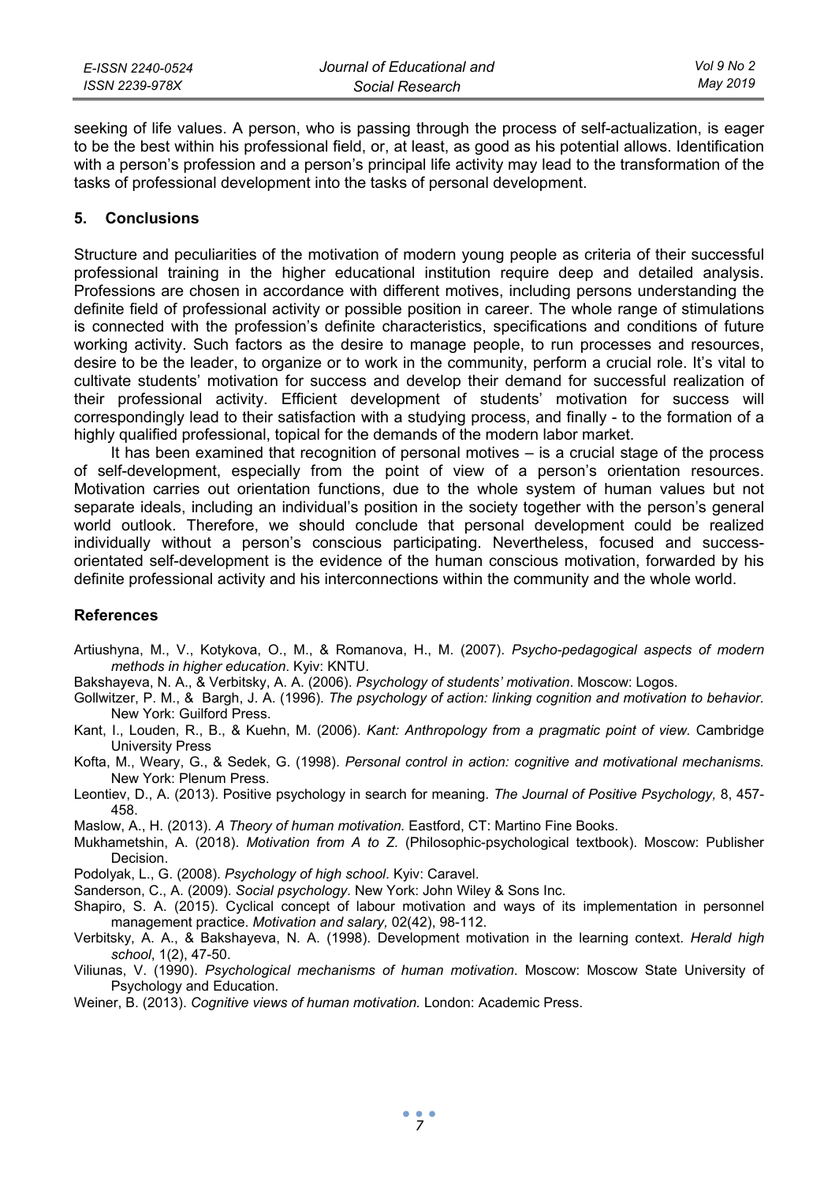seeking of life values. A person, who is passing through the process of self-actualization, is eager to be the best within his professional field, or, at least, as good as his potential allows. Identification with a person's profession and a person's principal life activity may lead to the transformation of the tasks of professional development into the tasks of personal development.

## 5. Conclusions

Structure and peculiarities of the motivation of modern young people as criteria of their successful professional training in the higher educational institution require deep and detailed analysis. Professions are chosen in accordance with different motives, including persons understanding the definite field of professional activity or possible position in career. The whole range of stimulations is connected with the profession's definite characteristics, specifications and conditions of future working activity. Such factors as the desire to manage people, to run processes and resources, desire to be the leader, to organize or to work in the community, perform a crucial role. It's vital to cultivate students' motivation for success and develop their demand for successful realization of their professional activity. Efficient development of students' motivation for success will correspondingly lead to their satisfaction with a studying process, and finally - to the formation of a highly qualified professional, topical for the demands of the modern labor market.

It has been examined that recognition of personal motives – is a crucial stage of the process of self-development, especially from the point of view of a person's orientation resources. Motivation carries out orientation functions, due to the whole system of human values but not separate ideals, including an individual's position in the society together with the person's general world outlook. Therefore, we should conclude that personal development could be realized individually without a person's conscious participating. Nevertheless, focused and success-orientated self-development is the evidence of the human conscious motivation, forwarded by his definite professional activity and his interconnections within the community and the whole world.

## References

Artiushyna, M., V., Kotykova, O., M., & Romanova, H., M. (2007). *Psycho-pedagogical aspects of modern methods in higher education*. Kyiv: KNTU.

Bakshayeva, N. A., & Verbitsky, A. A. (2006). *Psychology of students' motivation*. Moscow: Logos.

Gollwitzer, P. M., & Bargh, J. A. (1996). *The psychology of action: linking cognition and motivation to behavior.* New York: Guilford Press.

Kant, I., Louden, R., B., & Kuehn, M. (2006). *Kant: Anthropology from a pragmatic point of view.* Cambridge University Press

Kofta, M., Weary, G., & Sedek, G. (1998). *Personal control in action: cognitive and motivational mechanisms.* New York: Plenum Press.

Leontiev, D., A. (2013). Positive psychology in search for meaning. *The Journal of Positive Psychology,* 8, 457-458.

Maslow, A., H. (2013). *A Theory of human motivation.* Eastford, CT: Martino Fine Books.

Mukhametshin, A. (2018). *Motivation from A to Z.* (Philosophic-psychological textbook). Moscow: Publisher Decision.

Podolyak, L., G. (2008). *Psychology of high school*. Kyiv: Caravel.

Sanderson, C., A. (2009). *Social psychology*. New York: John Wiley & Sons Inc.

Shapiro, S. A. (2015). Cyclical concept of labour motivation and ways of its implementation in personnel management practice. *Motivation and salary,* 02(42), 98-112.

Verbitsky, A. A., & Bakshayeva, N. A. (1998). Development motivation in the learning context. *Herald high school*, 1(2), 47-50.

Viliunas, V. (1990). *Psychological mechanisms of human motivation*. Moscow: Moscow State University of Psychology and Education.

Weiner, B. (2013). *Cognitive views of human motivation.* London: Academic Press.